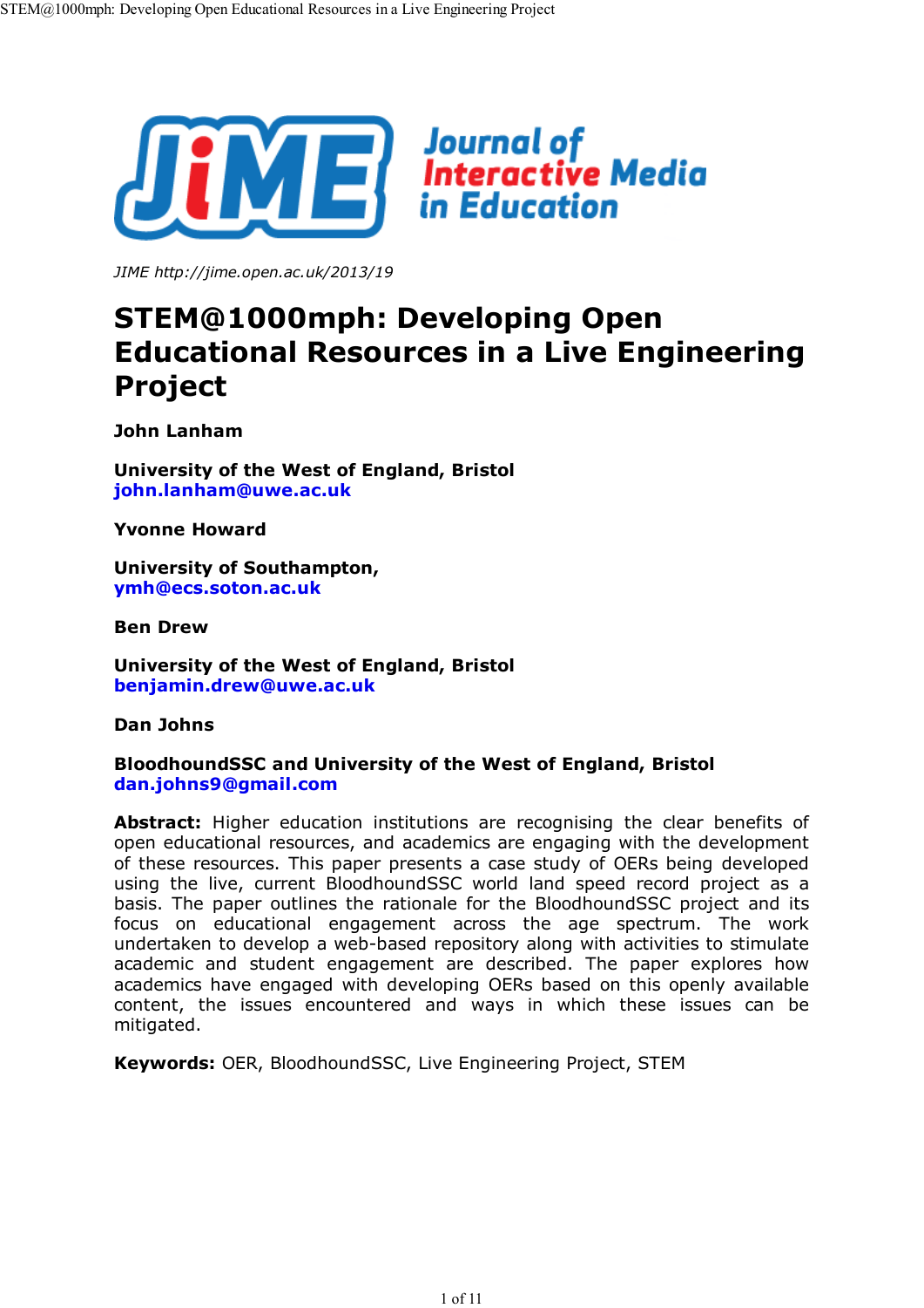JIME http://jime.open.ac.uk/2013/19

# STEM@1000mph: Developing Open Educational Resources in a Live Engineering Project

**John Lanham**

**University of the West of England, Bristol**
**john.lanham@uwe.ac.uk**

**Yvonne Howard**

**University of Southampton,**
**ymh@ecs.soton.ac.uk**

**Ben Drew**

**University of the West of England, Bristol**
**benjamin.drew@uwe.ac.uk**

**Dan Johns**

**BloodhoundSSC and University of the West of England, Bristol**
**dan.johns9@gmail.com**

**Abstract:** Higher education institutions are recognising the clear benefits of open educational resources, and academics are engaging with the development of these resources. This paper presents a case study of OERs being developed using the live, current BloodhoundSSC world land speed record project as a basis. The paper outlines the rationale for the BloodhoundSSC project and its focus on educational engagement across the age spectrum. The work undertaken to develop a web-based repository along with activities to stimulate academic and student engagement are described. The paper explores how academics have engaged with developing OERs based on this openly available content, the issues encountered and ways in which these issues can be mitigated.

**Keywords:** OER, BloodhoundSSC, Live Engineering Project, STEM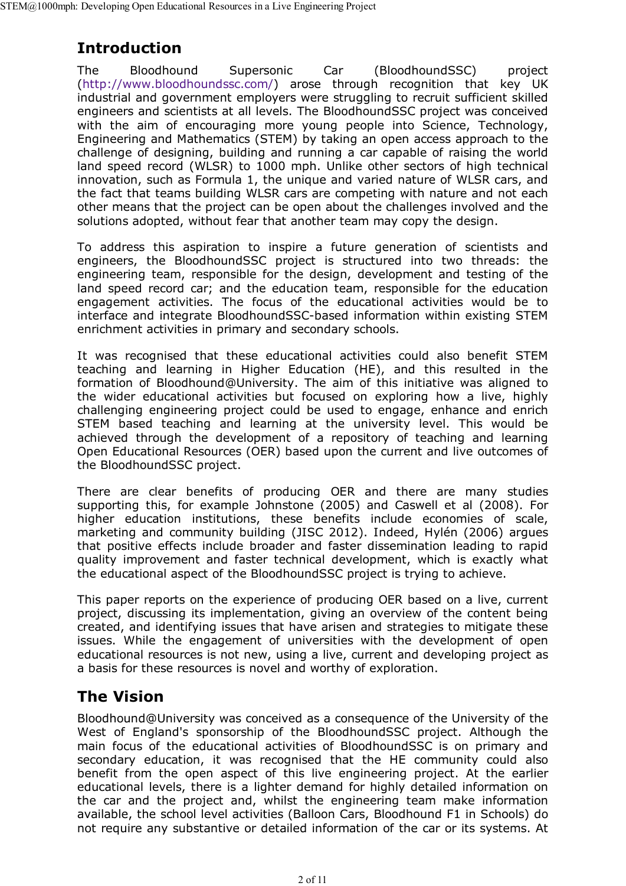## Introduction

The Bloodhound Supersonic Car (BloodhoundSSC) project (http://www.bloodhoundssc.com/) arose through recognition that key UK industrial and government employers were struggling to recruit sufficient skilled engineers and scientists at all levels. The BloodhoundSSC project was conceived with the aim of encouraging more young people into Science, Technology, Engineering and Mathematics (STEM) by taking an open access approach to the challenge of designing, building and running a car capable of raising the world land speed record (WLSR) to 1000 mph. Unlike other sectors of high technical innovation, such as Formula 1, the unique and varied nature of WLSR cars, and the fact that teams building WLSR cars are competing with nature and not each other means that the project can be open about the challenges involved and the solutions adopted, without fear that another team may copy the design.

To address this aspiration to inspire a future generation of scientists and engineers, the BloodhoundSSC project is structured into two threads: the engineering team, responsible for the design, development and testing of the land speed record car; and the education team, responsible for the education engagement activities. The focus of the educational activities would be to interface and integrate BloodhoundSSC-based information within existing STEM enrichment activities in primary and secondary schools.

It was recognised that these educational activities could also benefit STEM teaching and learning in Higher Education (HE), and this resulted in the formation of Bloodhound@University. The aim of this initiative was aligned to the wider educational activities but focused on exploring how a live, highly challenging engineering project could be used to engage, enhance and enrich STEM based teaching and learning at the university level. This would be achieved through the development of a repository of teaching and learning Open Educational Resources (OER) based upon the current and live outcomes of the BloodhoundSSC project.

There are clear benefits of producing OER and there are many studies supporting this, for example Johnstone (2005) and Caswell et al (2008). For higher education institutions, these benefits include economies of scale, marketing and community building (JISC 2012). Indeed, Hylén (2006) argues that positive effects include broader and faster dissemination leading to rapid quality improvement and faster technical development, which is exactly what the educational aspect of the BloodhoundSSC project is trying to achieve.

This paper reports on the experience of producing OER based on a live, current project, discussing its implementation, giving an overview of the content being created, and identifying issues that have arisen and strategies to mitigate these issues. While the engagement of universities with the development of open educational resources is not new, using a live, current and developing project as a basis for these resources is novel and worthy of exploration.

## The Vision

Bloodhound@University was conceived as a consequence of the University of the West of England's sponsorship of the BloodhoundSSC project. Although the main focus of the educational activities of BloodhoundSSC is on primary and secondary education, it was recognised that the HE community could also benefit from the open aspect of this live engineering project. At the earlier educational levels, there is a lighter demand for highly detailed information on the car and the project and, whilst the engineering team make information available, the school level activities (Balloon Cars, Bloodhound F1 in Schools) do not require any substantive or detailed information of the car or its systems. At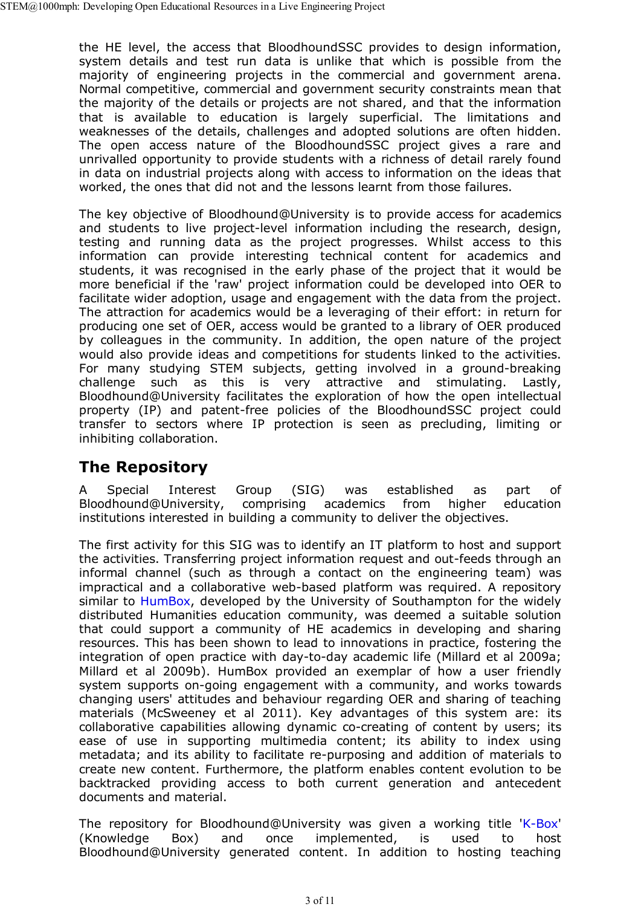the HE level, the access that BloodhoundSSC provides to design information, system details and test run data is unlike that which is possible from the majority of engineering projects in the commercial and government arena. Normal competitive, commercial and government security constraints mean that the majority of the details or projects are not shared, and that the information that is available to education is largely superficial. The limitations and weaknesses of the details, challenges and adopted solutions are often hidden. The open access nature of the BloodhoundSSC project gives a rare and unrivalled opportunity to provide students with a richness of detail rarely found in data on industrial projects along with access to information on the ideas that worked, the ones that did not and the lessons learnt from those failures.

The key objective of Bloodhound@University is to provide access for academics and students to live project-level information including the research, design, testing and running data as the project progresses. Whilst access to this information can provide interesting technical content for academics and students, it was recognised in the early phase of the project that it would be more beneficial if the 'raw' project information could be developed into OER to facilitate wider adoption, usage and engagement with the data from the project. The attraction for academics would be a leveraging of their effort: in return for producing one set of OER, access would be granted to a library of OER produced by colleagues in the community. In addition, the open nature of the project would also provide ideas and competitions for students linked to the activities. For many studying STEM subjects, getting involved in a ground-breaking challenge such as this is very attractive and stimulating. Lastly, Bloodhound@University facilitates the exploration of how the open intellectual property (IP) and patent-free policies of the BloodhoundSSC project could transfer to sectors where IP protection is seen as precluding, limiting or inhibiting collaboration.

## The Repository

A Special Interest Group (SIG) was established as part of Bloodhound@University, comprising academics from higher education institutions interested in building a community to deliver the objectives.

The first activity for this SIG was to identify an IT platform to host and support the activities. Transferring project information request and out-feeds through an informal channel (such as through a contact on the engineering team) was impractical and a collaborative web-based platform was required. A repository similar to HumBox, developed by the University of Southampton for the widely distributed Humanities education community, was deemed a suitable solution that could support a community of HE academics in developing and sharing resources. This has been shown to lead to innovations in practice, fostering the integration of open practice with day-to-day academic life (Millard et al 2009a; Millard et al 2009b). HumBox provided an exemplar of how a user friendly system supports on-going engagement with a community, and works towards changing users' attitudes and behaviour regarding OER and sharing of teaching materials (McSweeney et al 2011). Key advantages of this system are: its collaborative capabilities allowing dynamic co-creating of content by users; its ease of use in supporting multimedia content; its ability to index using metadata; and its ability to facilitate re-purposing and addition of materials to create new content. Furthermore, the platform enables content evolution to be backtracked providing access to both current generation and antecedent documents and material.

The repository for Bloodhound@University was given a working title 'K-Box' (Knowledge Box) and once implemented, is used to host Bloodhound@University generated content. In addition to hosting teaching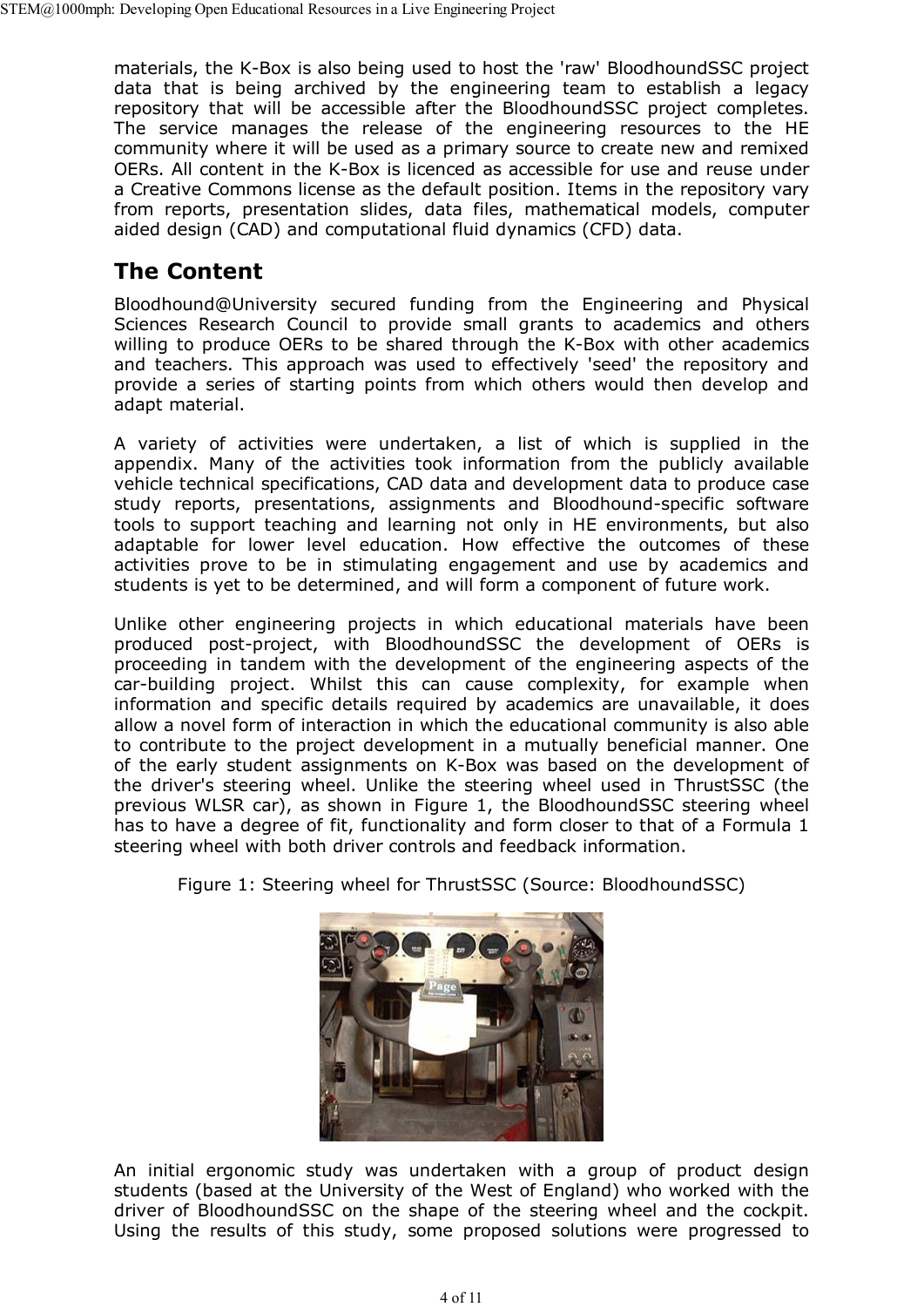materials, the K-Box is also being used to host the 'raw' BloodhoundSSC project data that is being archived by the engineering team to establish a legacy repository that will be accessible after the BloodhoundSSC project completes. The service manages the release of the engineering resources to the HE community where it will be used as a primary source to create new and remixed OERs. All content in the K-Box is licenced as accessible for use and reuse under a Creative Commons license as the default position. Items in the repository vary from reports, presentation slides, data files, mathematical models, computer aided design (CAD) and computational fluid dynamics (CFD) data.

## The Content

Bloodhound@University secured funding from the Engineering and Physical Sciences Research Council to provide small grants to academics and others willing to produce OERs to be shared through the K-Box with other academics and teachers. This approach was used to effectively 'seed' the repository and provide a series of starting points from which others would then develop and adapt material.

A variety of activities were undertaken, a list of which is supplied in the appendix. Many of the activities took information from the publicly available vehicle technical specifications, CAD data and development data to produce case study reports, presentations, assignments and Bloodhound-specific software tools to support teaching and learning not only in HE environments, but also adaptable for lower level education. How effective the outcomes of these activities prove to be in stimulating engagement and use by academics and students is yet to be determined, and will form a component of future work.

Unlike other engineering projects in which educational materials have been produced post-project, with BloodhoundSSC the development of OERs is proceeding in tandem with the development of the engineering aspects of the car-building project. Whilst this can cause complexity, for example when information and specific details required by academics are unavailable, it does allow a novel form of interaction in which the educational community is also able to contribute to the project development in a mutually beneficial manner. One of the early student assignments on K-Box was based on the development of the driver's steering wheel. Unlike the steering wheel used in ThrustSSC (the previous WLSR car), as shown in Figure 1, the BloodhoundSSC steering wheel has to have a degree of fit, functionality and form closer to that of a Formula 1 steering wheel with both driver controls and feedback information.

Figure 1: Steering wheel for ThrustSSC (Source: BloodhoundSSC)

An initial ergonomic study was undertaken with a group of product design students (based at the University of the West of England) who worked with the driver of BloodhoundSSC on the shape of the steering wheel and the cockpit. Using the results of this study, some proposed solutions were progressed to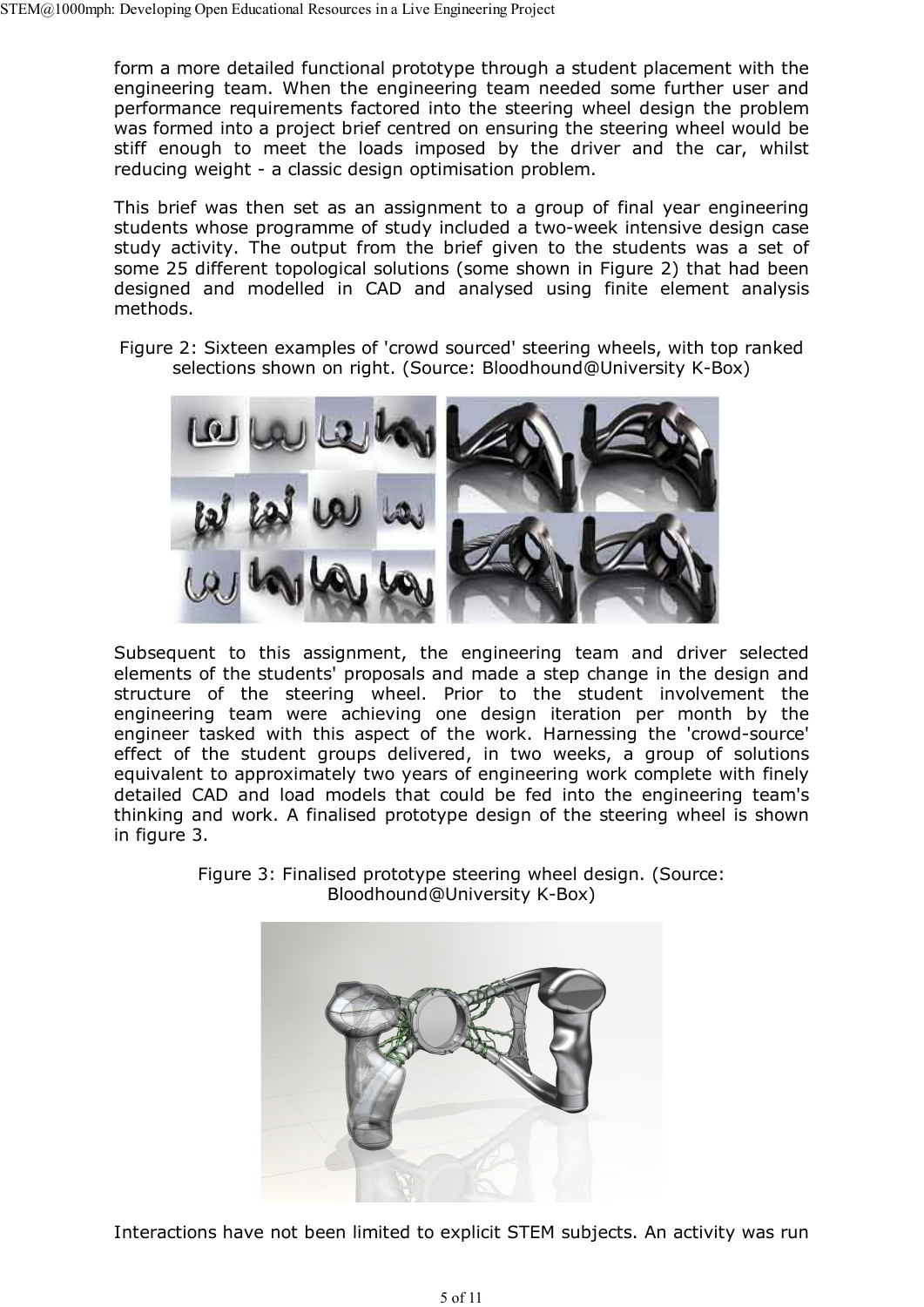form a more detailed functional prototype through a student placement with the engineering team. When the engineering team needed some further user and performance requirements factored into the steering wheel design the problem was formed into a project brief centred on ensuring the steering wheel would be stiff enough to meet the loads imposed by the driver and the car, whilst reducing weight - a classic design optimisation problem.

This brief was then set as an assignment to a group of final year engineering students whose programme of study included a two-week intensive design case study activity. The output from the brief given to the students was a set of some 25 different topological solutions (some shown in Figure 2) that had been designed and modelled in CAD and analysed using finite element analysis methods.

Figure 2: Sixteen examples of 'crowd sourced' steering wheels, with top ranked selections shown on right. (Source: Bloodhound@University K-Box)

Subsequent to this assignment, the engineering team and driver selected elements of the students' proposals and made a step change in the design and structure of the steering wheel. Prior to the student involvement the engineering team were achieving one design iteration per month by the engineer tasked with this aspect of the work. Harnessing the 'crowd-source' effect of the student groups delivered, in two weeks, a group of solutions equivalent to approximately two years of engineering work complete with finely detailed CAD and load models that could be fed into the engineering team's thinking and work. A finalised prototype design of the steering wheel is shown in figure 3.

Figure 3: Finalised prototype steering wheel design. (Source: Bloodhound@University K-Box)

Interactions have not been limited to explicit STEM subjects. An activity was run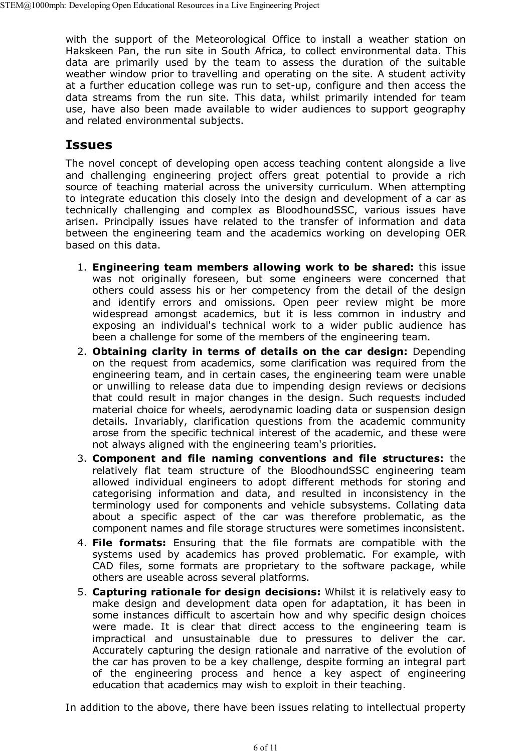with the support of the Meteorological Office to install a weather station on Hakskeen Pan, the run site in South Africa, to collect environmental data. This data are primarily used by the team to assess the duration of the suitable weather window prior to travelling and operating on the site. A student activity at a further education college was run to set-up, configure and then access the data streams from the run site. This data, whilst primarily intended for team use, have also been made available to wider audiences to support geography and related environmental subjects.

## Issues

The novel concept of developing open access teaching content alongside a live and challenging engineering project offers great potential to provide a rich source of teaching material across the university curriculum. When attempting to integrate education this closely into the design and development of a car as technically challenging and complex as BloodhoundSSC, various issues have arisen. Principally issues have related to the transfer of information and data between the engineering team and the academics working on developing OER based on this data.

1. **Engineering team members allowing work to be shared:** this issue was not originally foreseen, but some engineers were concerned that others could assess his or her competency from the detail of the design and identify errors and omissions. Open peer review might be more widespread amongst academics, but it is less common in industry and exposing an individual's technical work to a wider public audience has been a challenge for some of the members of the engineering team.
2. **Obtaining clarity in terms of details on the car design:** Depending on the request from academics, some clarification was required from the engineering team, and in certain cases, the engineering team were unable or unwilling to release data due to impending design reviews or decisions that could result in major changes in the design. Such requests included material choice for wheels, aerodynamic loading data or suspension design details. Invariably, clarification questions from the academic community arose from the specific technical interest of the academic, and these were not always aligned with the engineering team's priorities.
3. **Component and file naming conventions and file structures:** the relatively flat team structure of the BloodhoundSSC engineering team allowed individual engineers to adopt different methods for storing and categorising information and data, and resulted in inconsistency in the terminology used for components and vehicle subsystems. Collating data about a specific aspect of the car was therefore problematic, as the component names and file storage structures were sometimes inconsistent.
4. **File formats:** Ensuring that the file formats are compatible with the systems used by academics has proved problematic. For example, with CAD files, some formats are proprietary to the software package, while others are useable across several platforms.
5. **Capturing rationale for design decisions:** Whilst it is relatively easy to make design and development data open for adaptation, it has been in some instances difficult to ascertain how and why specific design choices were made. It is clear that direct access to the engineering team is impractical and unsustainable due to pressures to deliver the car. Accurately capturing the design rationale and narrative of the evolution of the car has proven to be a key challenge, despite forming an integral part of the engineering process and hence a key aspect of engineering education that academics may wish to exploit in their teaching.

In addition to the above, there have been issues relating to intellectual property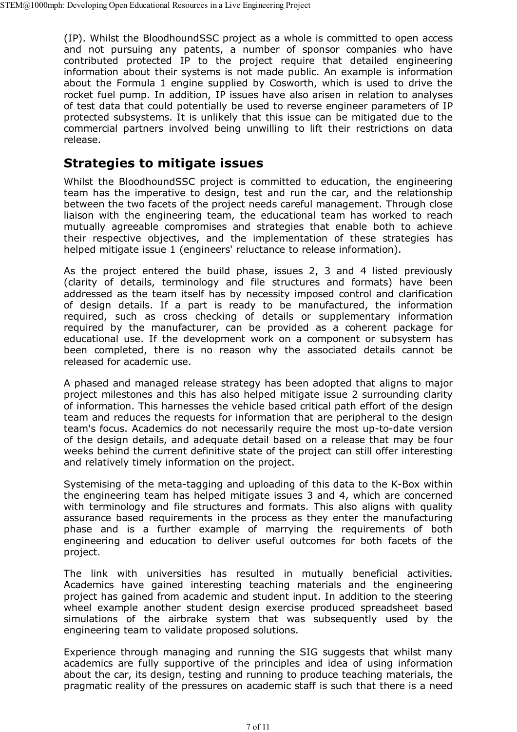(IP). Whilst the BloodhoundSSC project as a whole is committed to open access and not pursuing any patents, a number of sponsor companies who have contributed protected IP to the project require that detailed engineering information about their systems is not made public. An example is information about the Formula 1 engine supplied by Cosworth, which is used to drive the rocket fuel pump. In addition, IP issues have also arisen in relation to analyses of test data that could potentially be used to reverse engineer parameters of IP protected subsystems. It is unlikely that this issue can be mitigated due to the commercial partners involved being unwilling to lift their restrictions on data release.

## Strategies to mitigate issues

Whilst the BloodhoundSSC project is committed to education, the engineering team has the imperative to design, test and run the car, and the relationship between the two facets of the project needs careful management. Through close liaison with the engineering team, the educational team has worked to reach mutually agreeable compromises and strategies that enable both to achieve their respective objectives, and the implementation of these strategies has helped mitigate issue 1 (engineers' reluctance to release information).

As the project entered the build phase, issues 2, 3 and 4 listed previously (clarity of details, terminology and file structures and formats) have been addressed as the team itself has by necessity imposed control and clarification of design details. If a part is ready to be manufactured, the information required, such as cross checking of details or supplementary information required by the manufacturer, can be provided as a coherent package for educational use. If the development work on a component or subsystem has been completed, there is no reason why the associated details cannot be released for academic use.

A phased and managed release strategy has been adopted that aligns to major project milestones and this has also helped mitigate issue 2 surrounding clarity of information. This harnesses the vehicle based critical path effort of the design team and reduces the requests for information that are peripheral to the design team's focus. Academics do not necessarily require the most up-to-date version of the design details, and adequate detail based on a release that may be four weeks behind the current definitive state of the project can still offer interesting and relatively timely information on the project.

Systemising of the meta-tagging and uploading of this data to the K-Box within the engineering team has helped mitigate issues 3 and 4, which are concerned with terminology and file structures and formats. This also aligns with quality assurance based requirements in the process as they enter the manufacturing phase and is a further example of marrying the requirements of both engineering and education to deliver useful outcomes for both facets of the project.

The link with universities has resulted in mutually beneficial activities. Academics have gained interesting teaching materials and the engineering project has gained from academic and student input. In addition to the steering wheel example another student design exercise produced spreadsheet based simulations of the airbrake system that was subsequently used by the engineering team to validate proposed solutions.

Experience through managing and running the SIG suggests that whilst many academics are fully supportive of the principles and idea of using information about the car, its design, testing and running to produce teaching materials, the pragmatic reality of the pressures on academic staff is such that there is a need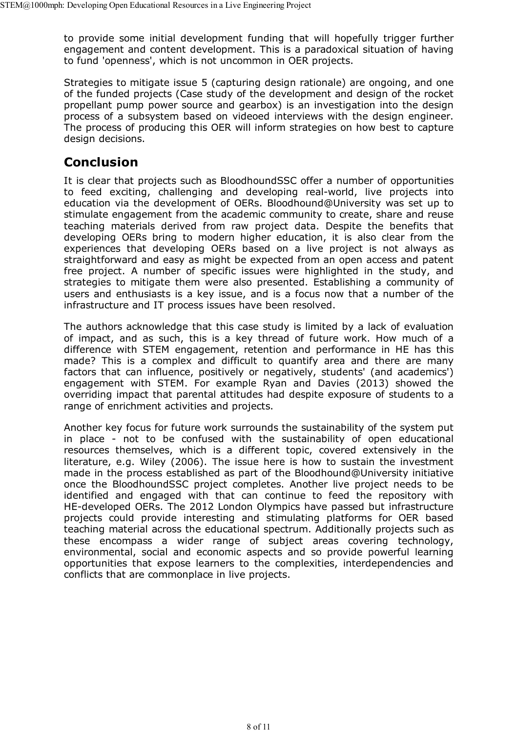to provide some initial development funding that will hopefully trigger further engagement and content development. This is a paradoxical situation of having to fund 'openness', which is not uncommon in OER projects.

Strategies to mitigate issue 5 (capturing design rationale) are ongoing, and one of the funded projects (Case study of the development and design of the rocket propellant pump power source and gearbox) is an investigation into the design process of a subsystem based on videoed interviews with the design engineer. The process of producing this OER will inform strategies on how best to capture design decisions.

## Conclusion

It is clear that projects such as BloodhoundSSC offer a number of opportunities to feed exciting, challenging and developing real-world, live projects into education via the development of OERs. Bloodhound@University was set up to stimulate engagement from the academic community to create, share and reuse teaching materials derived from raw project data. Despite the benefits that developing OERs bring to modern higher education, it is also clear from the experiences that developing OERs based on a live project is not always as straightforward and easy as might be expected from an open access and patent free project. A number of specific issues were highlighted in the study, and strategies to mitigate them were also presented. Establishing a community of users and enthusiasts is a key issue, and is a focus now that a number of the infrastructure and IT process issues have been resolved.

The authors acknowledge that this case study is limited by a lack of evaluation of impact, and as such, this is a key thread of future work. How much of a difference with STEM engagement, retention and performance in HE has this made? This is a complex and difficult to quantify area and there are many factors that can influence, positively or negatively, students' (and academics') engagement with STEM. For example Ryan and Davies (2013) showed the overriding impact that parental attitudes had despite exposure of students to a range of enrichment activities and projects.

Another key focus for future work surrounds the sustainability of the system put in place - not to be confused with the sustainability of open educational resources themselves, which is a different topic, covered extensively in the literature, e.g. Wiley (2006). The issue here is how to sustain the investment made in the process established as part of the Bloodhound@University initiative once the BloodhoundSSC project completes. Another live project needs to be identified and engaged with that can continue to feed the repository with HE-developed OERs. The 2012 London Olympics have passed but infrastructure projects could provide interesting and stimulating platforms for OER based teaching material across the educational spectrum. Additionally projects such as these encompass a wider range of subject areas covering technology, environmental, social and economic aspects and so provide powerful learning opportunities that expose learners to the complexities, interdependencies and conflicts that are commonplace in live projects.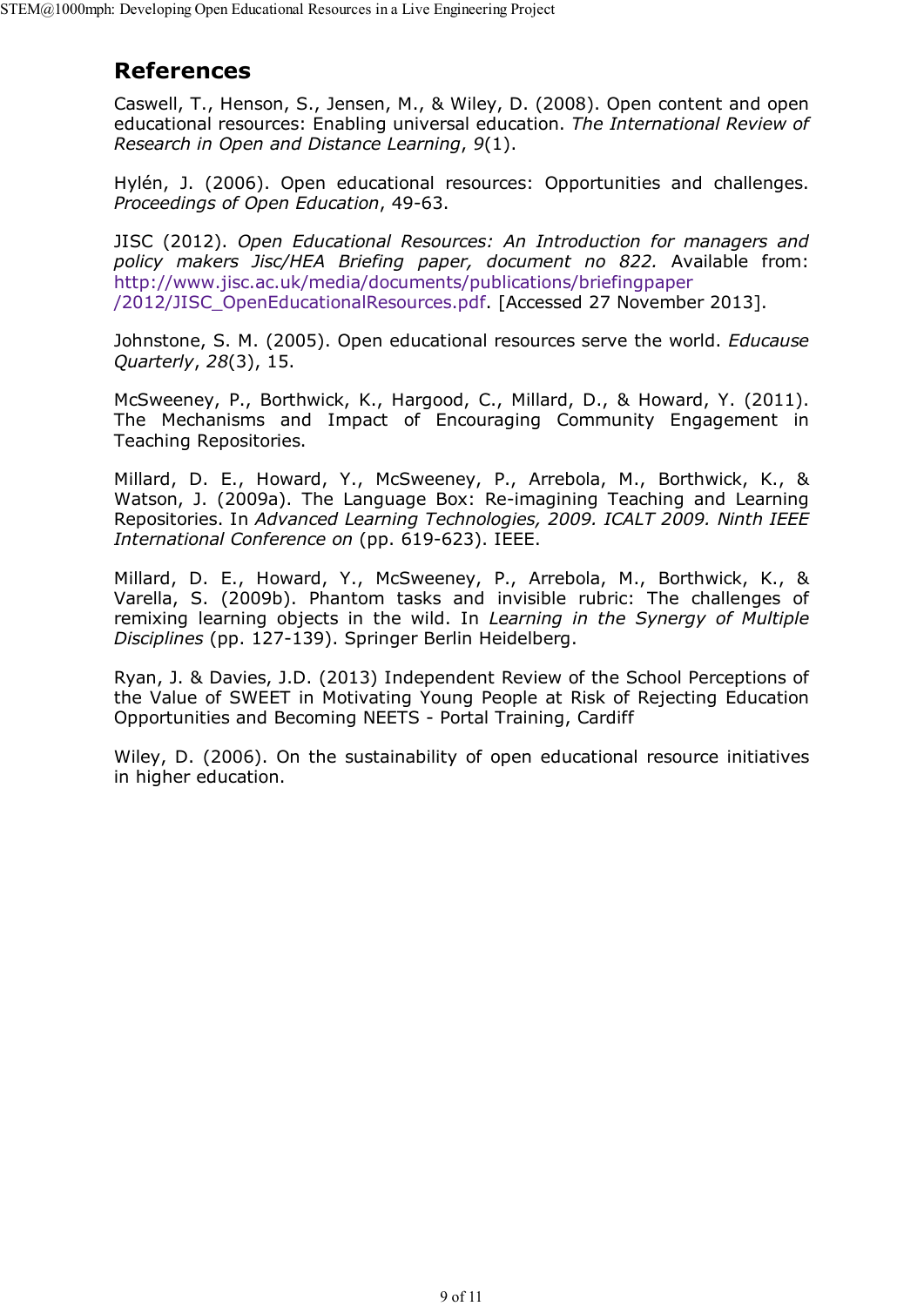## References

Caswell, T., Henson, S., Jensen, M., & Wiley, D. (2008). Open content and open educational resources: Enabling universal education. *The International Review of Research in Open and Distance Learning*, *9*(1).

Hylén, J. (2006). Open educational resources: Opportunities and challenges. *Proceedings of Open Education*, 49-63.

JISC (2012). *Open Educational Resources: An Introduction for managers and policy makers Jisc/HEA Briefing paper, document no 822.* Available from: http://www.jisc.ac.uk/media/documents/publications/briefingpaper/2012/JISC_OpenEducationalResources.pdf. [Accessed 27 November 2013].

Johnstone, S. M. (2005). Open educational resources serve the world. *Educause Quarterly*, *28*(3), 15.

McSweeney, P., Borthwick, K., Hargood, C., Millard, D., & Howard, Y. (2011). The Mechanisms and Impact of Encouraging Community Engagement in Teaching Repositories.

Millard, D. E., Howard, Y., McSweeney, P., Arrebola, M., Borthwick, K., & Watson, J. (2009a). The Language Box: Re-imagining Teaching and Learning Repositories. In *Advanced Learning Technologies, 2009. ICALT 2009. Ninth IEEE International Conference on* (pp. 619-623). IEEE.

Millard, D. E., Howard, Y., McSweeney, P., Arrebola, M., Borthwick, K., & Varella, S. (2009b). Phantom tasks and invisible rubric: The challenges of remixing learning objects in the wild. In *Learning in the Synergy of Multiple Disciplines* (pp. 127-139). Springer Berlin Heidelberg.

Ryan, J. & Davies, J.D. (2013) Independent Review of the School Perceptions of the Value of SWEET in Motivating Young People at Risk of Rejecting Education Opportunities and Becoming NEETS - Portal Training, Cardiff

Wiley, D. (2006). On the sustainability of open educational resource initiatives in higher education.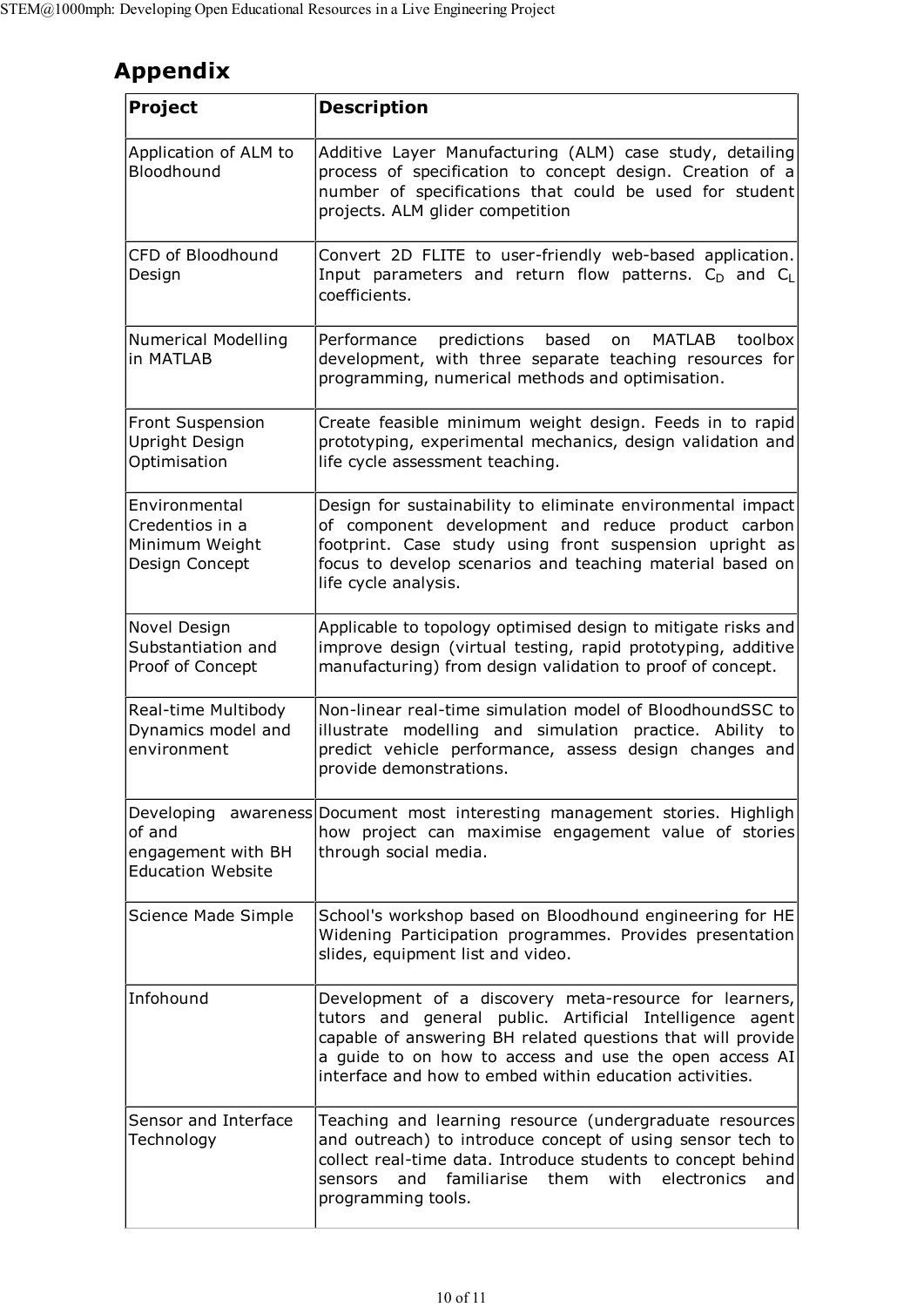## Appendix

| Project | Description |
|---|---|
| Application of ALM to Bloodhound | Additive Layer Manufacturing (ALM) case study, detailing process of specification to concept design. Creation of a number of specifications that could be used for student projects. ALM glider competition |
| CFD of Bloodhound Design | Convert 2D FLITE to user-friendly web-based application. Input parameters and return flow patterns. $C_D$ and $C_L$ coefficients. |
| Numerical Modelling in MATLAB | Performance predictions based on MATLAB toolbox development, with three separate teaching resources for programming, numerical methods and optimisation. |
| Front Suspension Upright Design Optimisation | Create feasible minimum weight design. Feeds in to rapid prototyping, experimental mechanics, design validation and life cycle assessment teaching. |
| Environmental Credentios in a Minimum Weight Design Concept | Design for sustainability to eliminate environmental impact of component development and reduce product carbon footprint. Case study using front suspension upright as focus to develop scenarios and teaching material based on life cycle analysis. |
| Novel Design Substantiation and Proof of Concept | Applicable to topology optimised design to mitigate risks and improve design (virtual testing, rapid prototyping, additive manufacturing) from design validation to proof of concept. |
| Real-time Multibody Dynamics model and environment | Non-linear real-time simulation model of BloodhoundSSC to illustrate modelling and simulation practice. Ability to predict vehicle performance, assess design changes and provide demonstrations. |
| Developing awareness of and engagement with BH Education Website | Document most interesting management stories. Highligh how project can maximise engagement value of stories through social media. |
| Science Made Simple | School's workshop based on Bloodhound engineering for HE Widening Participation programmes. Provides presentation slides, equipment list and video. |
| Infohound | Development of a discovery meta-resource for learners, tutors and general public. Artificial Intelligence agent capable of answering BH related questions that will provide a guide to on how to access and use the open access AI interface and how to embed within education activities. |
| Sensor and Interface Technology | Teaching and learning resource (undergraduate resources and outreach) to introduce concept of using sensor tech to collect real-time data. Introduce students to concept behind sensors and familiarise them with electronics and programming tools. |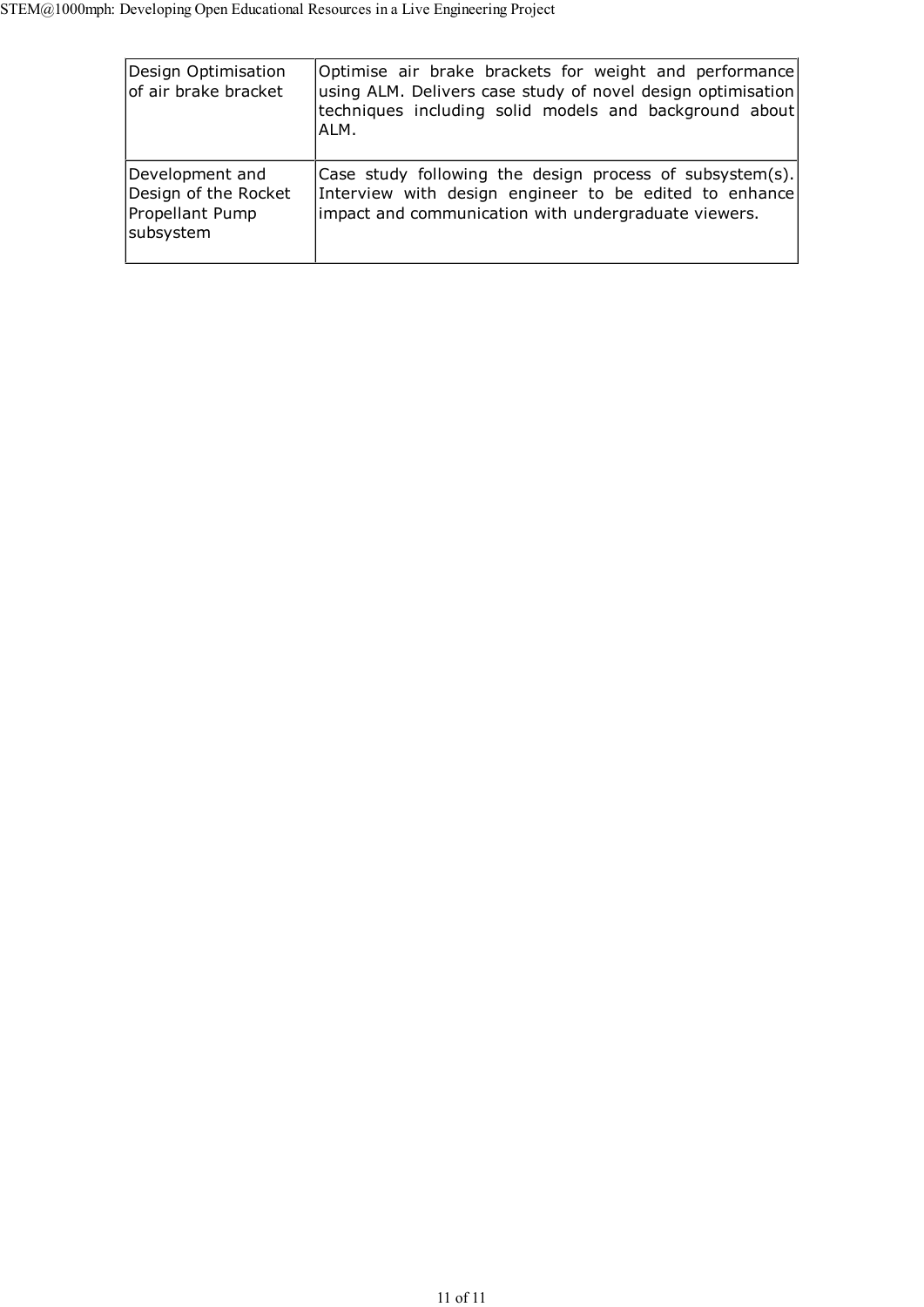| | |
|---|---|
| Design Optimisation of air brake bracket | Optimise air brake brackets for weight and performance using ALM. Delivers case study of novel design optimisation techniques including solid models and background about ALM. |
| Development and Design of the Rocket Propellant Pump subsystem | Case study following the design process of subsystem(s). Interview with design engineer to be edited to enhance impact and communication with undergraduate viewers. |